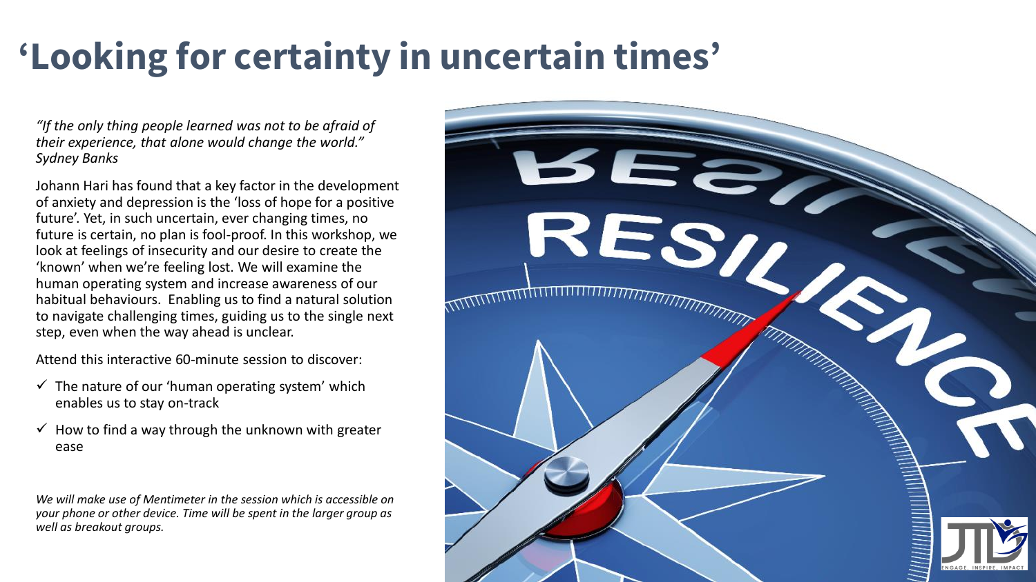# 'Looking for certainty in uncertain times'

*"If the only thing people learned was not to be afraid of their experience, that alone would change the world." Sydney Banks*

Johann Hari has found that a key factor in the development of anxiety and depression is the 'loss of hope for a positive future'. Yet, in such uncertain, ever changing times, no future is certain, no plan is fool-proof. In this workshop, we look at feelings of insecurity and our desire to create the 'known' when we're feeling lost. We will examine the human operating system and increase awareness of our habitual behaviours. Enabling us to find a natural solution to navigate challenging times, guiding us to the single next step, even when the way ahead is unclear.

Attend this interactive 60-minute session to discover:

- ✓ The nature of our 'human operating system' which enables us to stay on-track
- ✓ How to find a way through the unknown with greater ease

*We will make use of Mentimeter in the session which is accessible on your phone or other device. Time will be spent in the larger group as well as breakout groups.*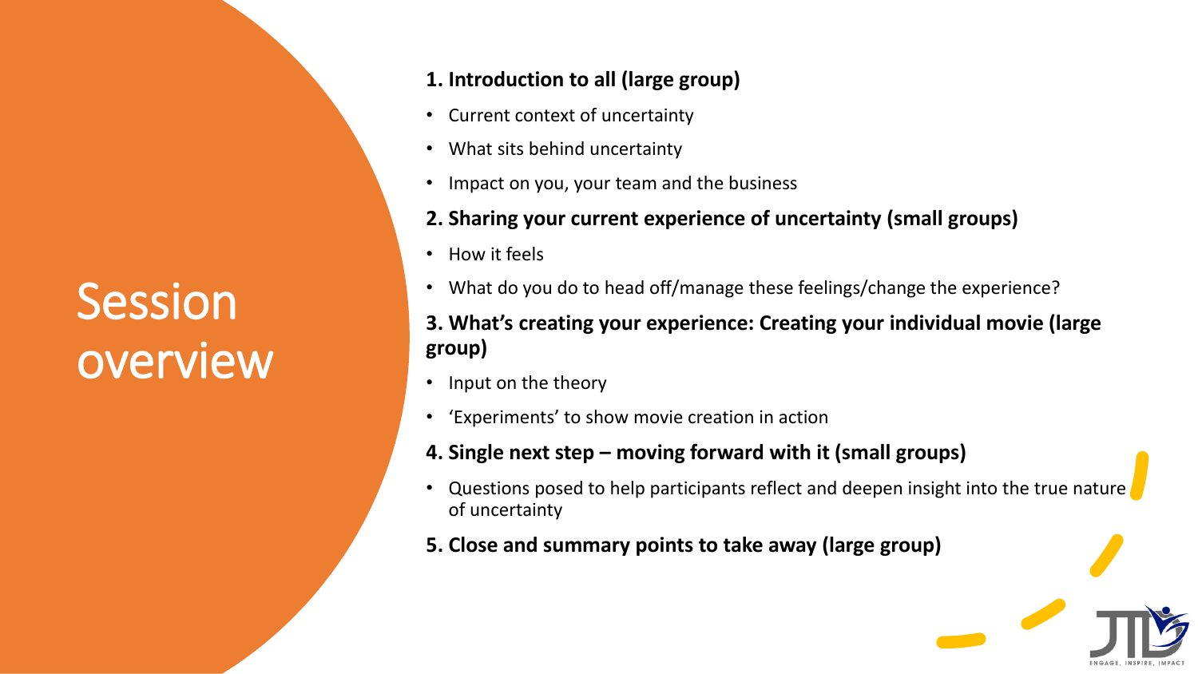# Session overview

**1. Introduction to all (large group)**

- Current context of uncertainty
- What sits behind uncertainty
- Impact on you, your team and the business

**2. Sharing your current experience of uncertainty (small groups)**

- How it feels
- What do you do to head off/manage these feelings/change the experience?

**3. What's creating your experience: Creating your individual movie (large group)**

- Input on the theory
- 'Experiments' to show movie creation in action

**4. Single next step – moving forward with it (small groups)**

- Questions posed to help participants reflect and deepen insight into the true nature of uncertainty

**5. Close and summary points to take away (large group)**

ENGAGE, INSPIRE, IMPACT